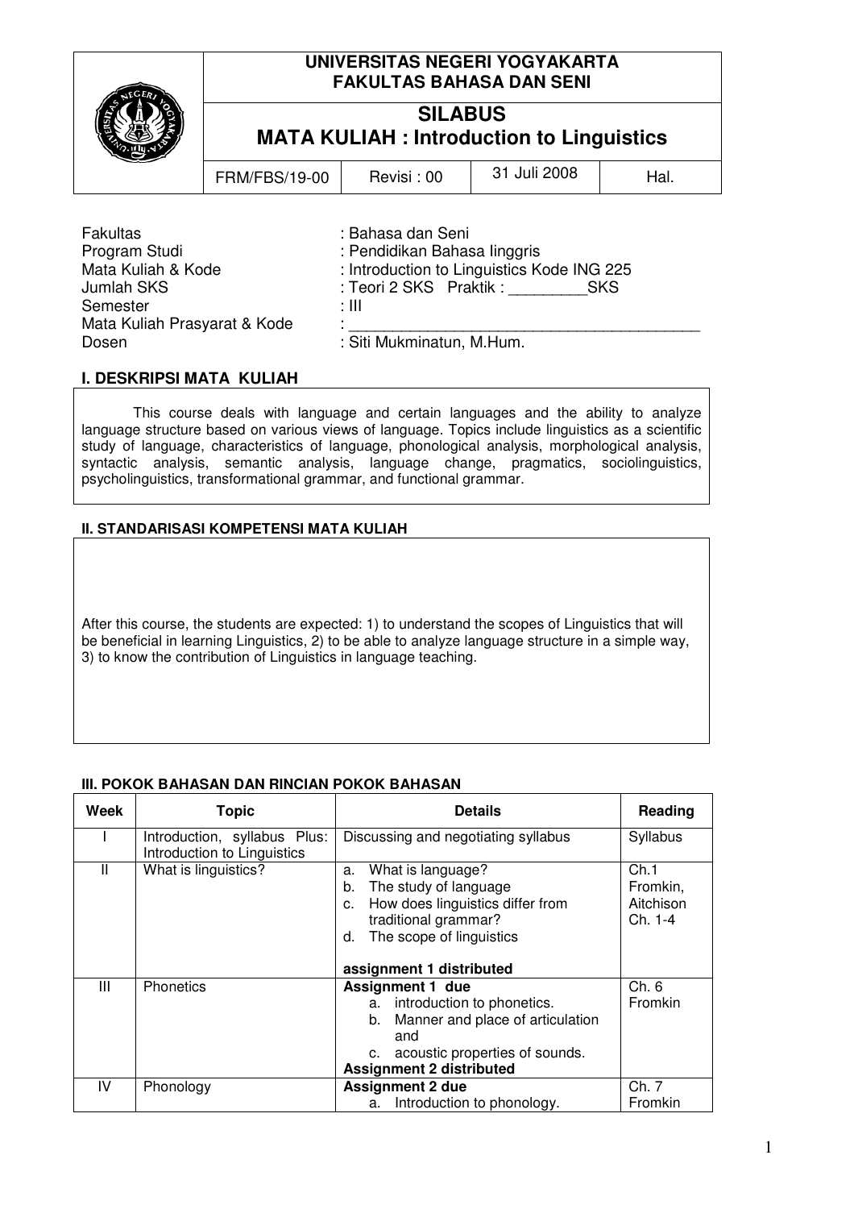| | UNIVERSITAS NEGERI YOGYAKARTA FAKULTAS BAHASA DAN SENI | | | |
|---|---|---|---|---|
| | **SILABUS MATA KULIAH : Introduction to Linguistics** | | | |
| | FRM/FBS/19-00 | Revisi : 00 | 31 Juli 2008 | Hal. |

Fakultas : Bahasa dan Seni
Program Studi : Pendidikan Bahasa Iinggris
Mata Kuliah & Kode : Introduction to Linguistics Kode ING 225
Jumlah SKS : Teori 2 SKS Praktik : _________SKS
Semester : III
Mata Kuliah Prasyarat & Kode : _________________________________________
Dosen : Siti Mukminatun, M.Hum.

## I. DESKRIPSI MATA KULIAH

This course deals with language and certain languages and the ability to analyze language structure based on various views of language. Topics include linguistics as a scientific study of language, characteristics of language, phonological analysis, morphological analysis, syntactic analysis, semantic analysis, language change, pragmatics, sociolinguistics, psycholinguistics, transformational grammar, and functional grammar.

## II. STANDARISASI KOMPETENSI MATA KULIAH

After this course, the students are expected: 1) to understand the scopes of Linguistics that will be beneficial in learning Linguistics, 2) to be able to analyze language structure in a simple way, 3) to know the contribution of Linguistics in language teaching.

## III. POKOK BAHASAN DAN RINCIAN POKOK BAHASAN

| Week | Topic | Details | Reading |
|---|---|---|---|
| I | Introduction, syllabus Plus: Introduction to Linguistics | Discussing and negotiating syllabus | Syllabus |
| II | What is linguistics? | a. What is language?<br>b. The study of language<br>c. How does linguistics differ from traditional grammar?<br>d. The scope of linguistics<br><br>**assignment 1 distributed** | Ch.1 Fromkin, Aitchison Ch. 1-4 |
| III | Phonetics | **Assignment 1 due**<br>a. introduction to phonetics.<br>b. Manner and place of articulation and<br>c. acoustic properties of sounds.<br>**Assignment 2 distributed** | Ch. 6 Fromkin |
| IV | Phonology | **Assignment 2 due**<br>a. Introduction to phonology. | Ch. 7 Fromkin |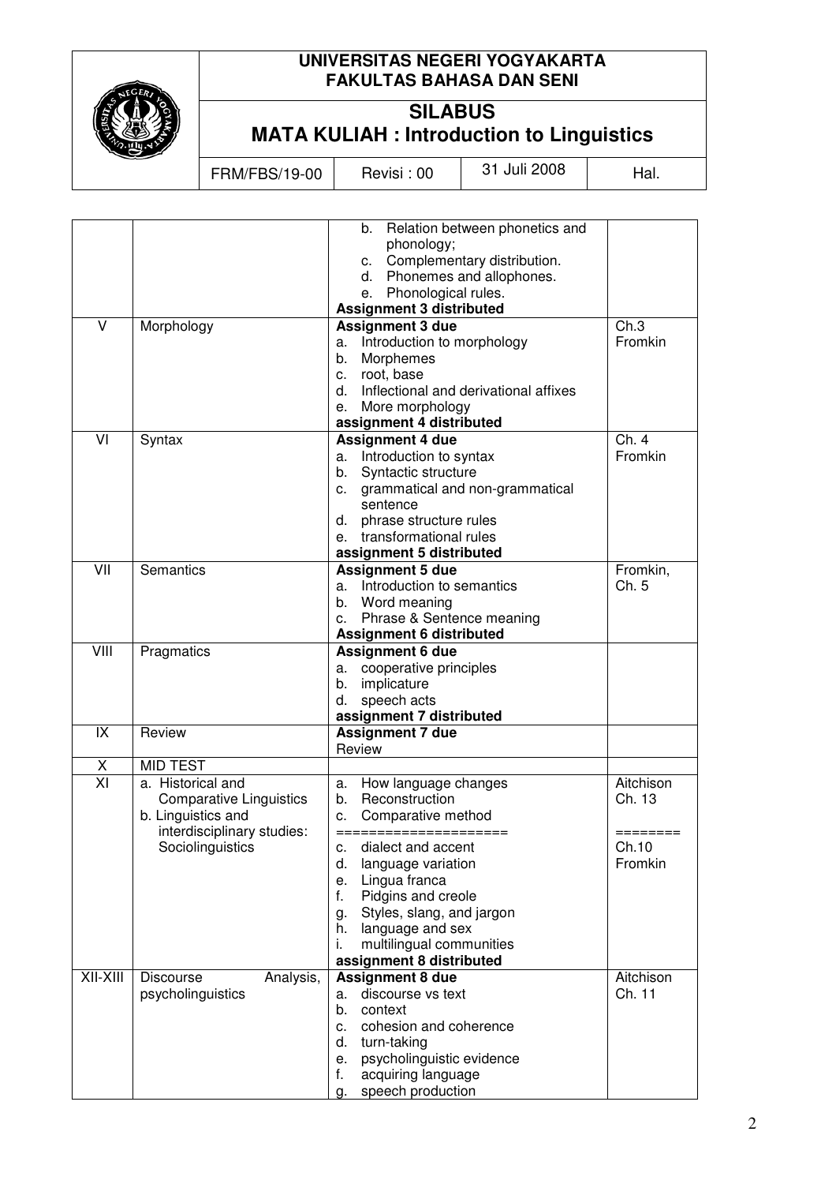| | | | |
|---|---|---|---|
| | | b. Relation between phonetics and phonology;<br>c. Complementary distribution.<br>d. Phonemes and allophones.<br>e. Phonological rules.<br>**Assignment 3 distributed** | |
| V | Morphology | **Assignment 3 due**<br>a. Introduction to morphology<br>b. Morphemes<br>c. root, base<br>d. Inflectional and derivational affixes<br>e. More morphology<br>**assignment 4 distributed** | Ch.3 Fromkin |
| VI | Syntax | **Assignment 4 due**<br>a. Introduction to syntax<br>b. Syntactic structure<br>c. grammatical and non-grammatical sentence<br>d. phrase structure rules<br>e. transformational rules<br>**assignment 5 distributed** | Ch. 4 Fromkin |
| VII | Semantics | **Assignment 5 due**<br>a. Introduction to semantics<br>b. Word meaning<br>c. Phrase & Sentence meaning<br>**Assignment 6 distributed** | Fromkin, Ch. 5 |
| VIII | Pragmatics | **Assignment 6 due**<br>a. cooperative principles<br>b. implicature<br>d. speech acts<br>**assignment 7 distributed** | |
| IX | Review | **Assignment 7 due**<br>Review | |
| X | MID TEST | | |
| XI | a. Historical and Comparative Linguistics<br>b. Linguistics and interdisciplinary studies: Sociolinguistics | a. How language changes<br>b. Reconstruction<br>c. Comparative method<br>====================<br>c. dialect and accent<br>d. language variation<br>e. Lingua franca<br>f. Pidgins and creole<br>g. Styles, slang, and jargon<br>h. language and sex<br>i. multilingual communities<br>**assignment 8 distributed** | Aitchison Ch. 13<br>========<br>Ch.10 Fromkin |
| XII-XIII | Discourse Analysis, psycholinguistics | **Assignment 8 due**<br>a. discourse vs text<br>b. context<br>c. cohesion and coherence<br>d. turn-taking<br>e. psycholinguistic evidence<br>f. acquiring language<br>g. speech production | Aitchison Ch. 11 |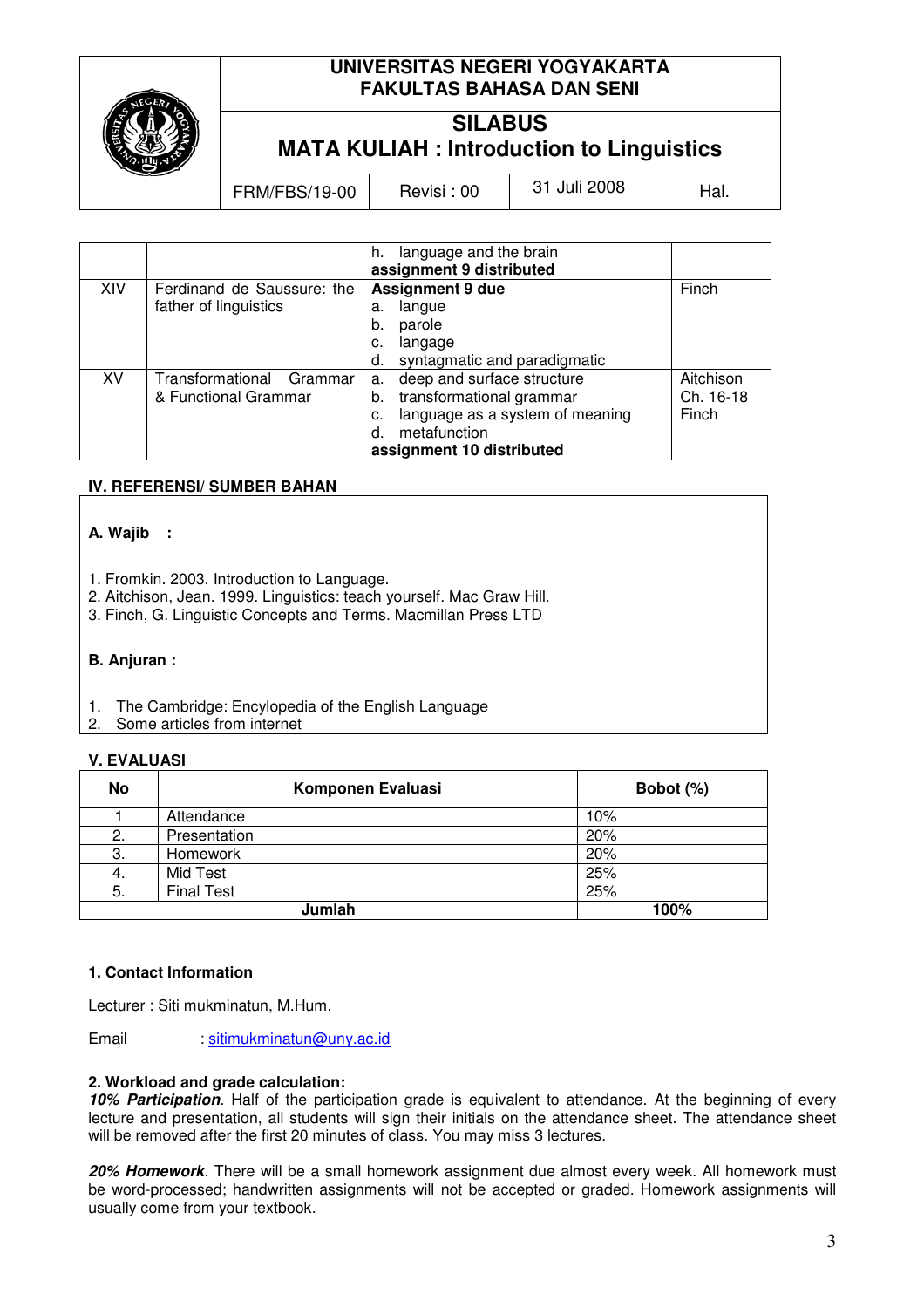| | | h. language and the brain<br>**assignment 9 distributed** | |
|---|---|---|---|
| XIV | Ferdinand de Saussure: the father of linguistics | **Assignment 9 due**<br>a. langue<br>b. parole<br>c. langage<br>d. syntagmatic and paradigmatic | Finch |
| XV | Transformational Grammar & Functional Grammar | a. deep and surface structure<br>b. transformational grammar<br>c. language as a system of meaning<br>d. metafunction<br>**assignment 10 distributed** | Aitchison Ch. 16-18<br>Finch |

## IV. REFERENSI/ SUMBER BAHAN

**A. Wajib :**

1. Fromkin. 2003. Introduction to Language.
2. Aitchison, Jean. 1999. Linguistics: teach yourself. Mac Graw Hill.
3. Finch, G. Linguistic Concepts and Terms. Macmillan Press LTD

**B. Anjuran :**

1. The Cambridge: Encylopedia of the English Language
2. Some articles from internet

## V. EVALUASI

| No | Komponen Evaluasi | Bobot (%) |
|---|---|---|
| 1 | Attendance | 10% |
| 2. | Presentation | 20% |
| 3. | Homework | 20% |
| 4. | Mid Test | 25% |
| 5. | Final Test | 25% |
| | **Jumlah** | **100%** |

### 1. Contact Information

Lecturer : Siti mukminatun, M.Hum.

Email : sitimukminatun@uny.ac.id

### 2. Workload and grade calculation:

***10% Participation***. Half of the participation grade is equivalent to attendance. At the beginning of every lecture and presentation, all students will sign their initials on the attendance sheet. The attendance sheet will be removed after the first 20 minutes of class. You may miss 3 lectures.

***20% Homework***. There will be a small homework assignment due almost every week. All homework must be word-processed; handwritten assignments will not be accepted or graded. Homework assignments will usually come from your textbook.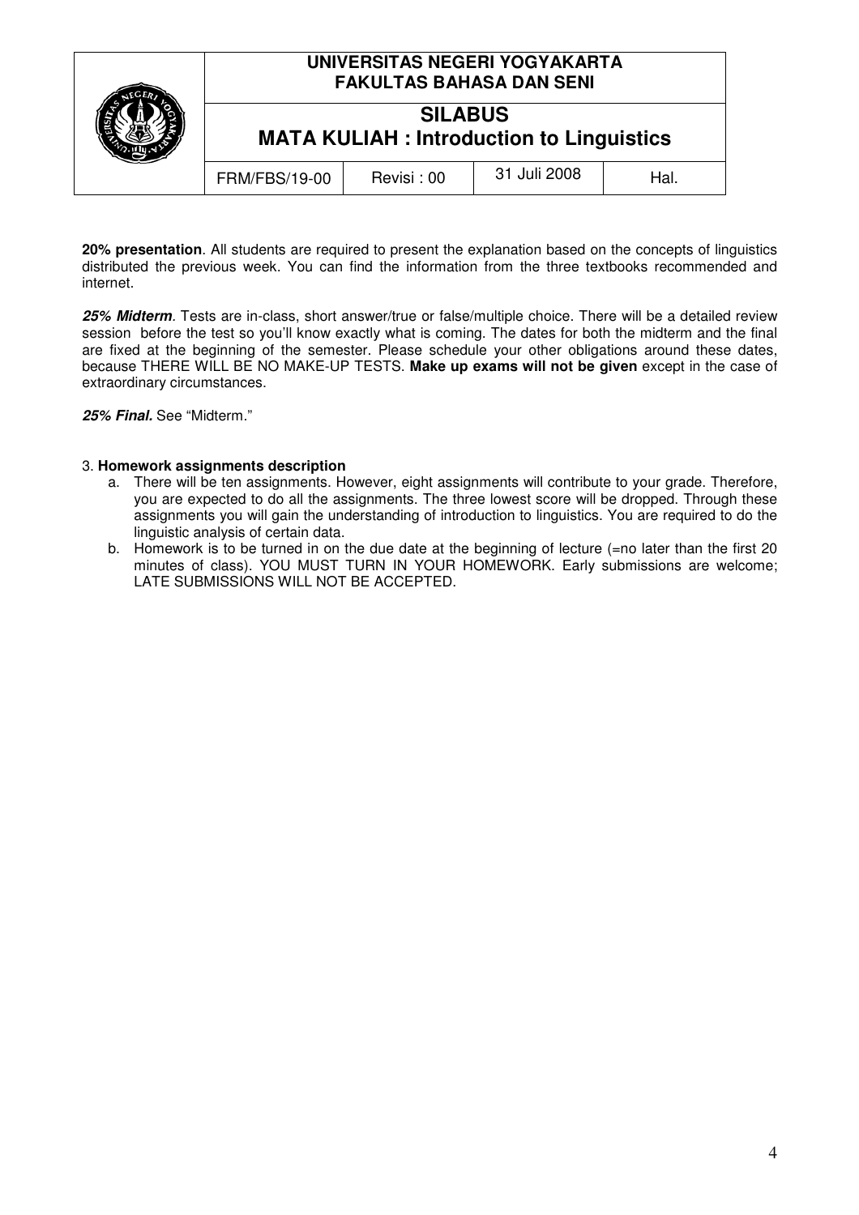**20% presentation**. All students are required to present the explanation based on the concepts of linguistics distributed the previous week. You can find the information from the three textbooks recommended and internet.

***25% Midterm****.* Tests are in-class, short answer/true or false/multiple choice. There will be a detailed review session before the test so you'll know exactly what is coming. The dates for both the midterm and the final are fixed at the beginning of the semester. Please schedule your other obligations around these dates, because THERE WILL BE NO MAKE-UP TESTS. **Make up exams will not be given** except in the case of extraordinary circumstances.

***25% Final.*** See "Midterm."

3. **Homework assignments description**
   a. There will be ten assignments. However, eight assignments will contribute to your grade. Therefore, you are expected to do all the assignments. The three lowest score will be dropped. Through these assignments you will gain the understanding of introduction to linguistics. You are required to do the linguistic analysis of certain data.
   b. Homework is to be turned in on the due date at the beginning of lecture (=no later than the first 20 minutes of class). YOU MUST TURN IN YOUR HOMEWORK. Early submissions are welcome; LATE SUBMISSIONS WILL NOT BE ACCEPTED.